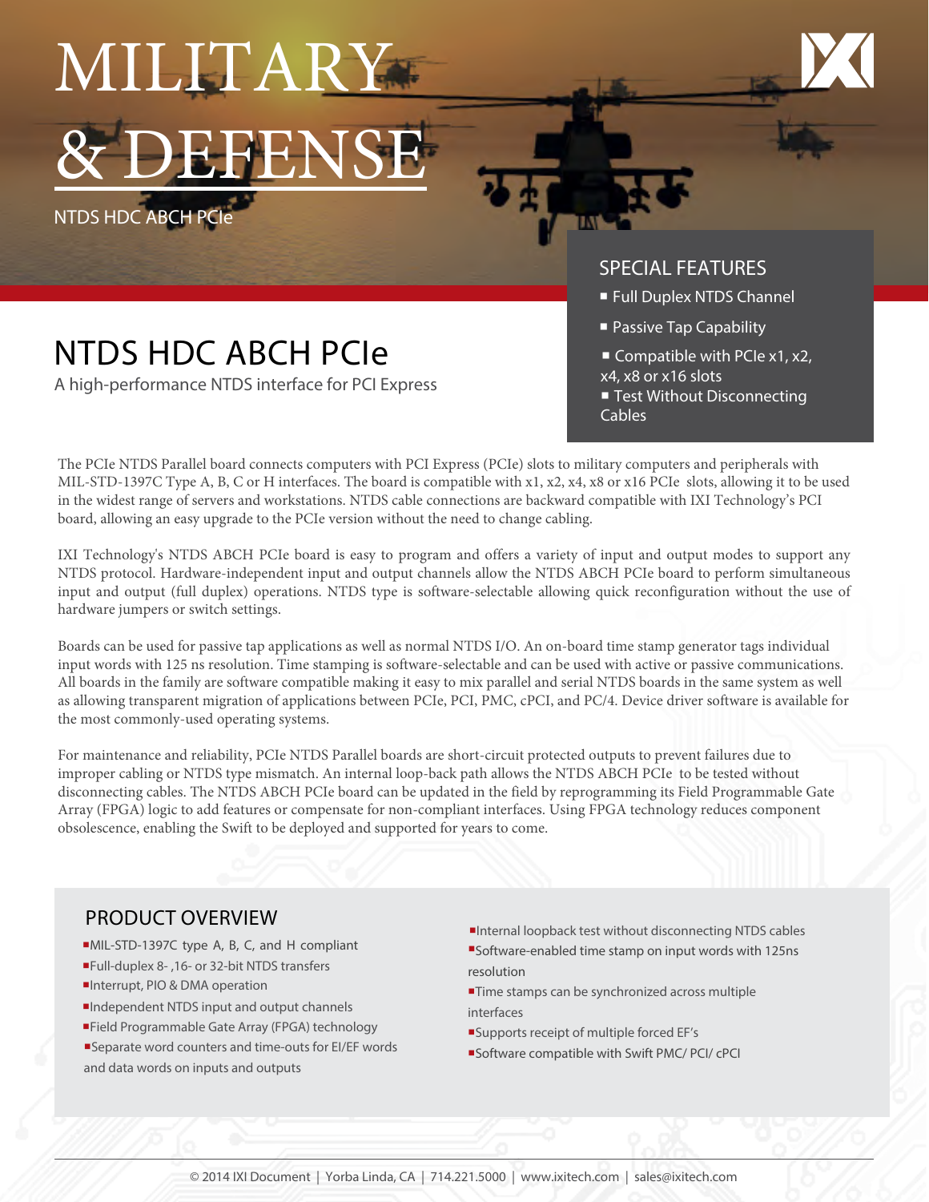# MILITARY & DEFENSE

NTDS HDC ABCH PCIe

## NTDS HDC ABCH PCIe

A high-performance NTDS interface for PCI Express

### SPECIAL FEATURES

- Full Duplex NTDS Channel
- Passive Tap Capability
- Compatible with PCIe x1, x2, x4, x8 or x16 slots
- Test Without Disconnecting Cables

The PCIe NTDS Parallel board connects computers with PCI Express (PCIe) slots to military computers and peripherals with MIL-STD-1397C Type A, B, C or H interfaces. The board is compatible with x1, x2, x4, x8 or x16 PCIe slots, allowing it to be used in the widest range of servers and workstations. NTDS cable connections are backward compatible with IXI Technology's PCI board, allowing an easy upgrade to the PCIe version without the need to change cabling.

IXI Technology's NTDS ABCH PCIe board is easy to program and offers a variety of input and output modes to support any NTDS protocol. Hardware-independent input and output channels allow the NTDS ABCH PCIe board to perform simultaneous input and output (full duplex) operations. NTDS type is software-selectable allowing quick reconfiguration without the use of hardware jumpers or switch settings.

Boards can be used for passive tap applications as well as normal NTDS I/O. An on-board time stamp generator tags individual input words with 125 ns resolution. Time stamping is software-selectable and can be used with active or passive communications. All boards in the family are software compatible making it easy to mix parallel and serial NTDS boards in the same system as well as allowing transparent migration of applications between PCIe, PCI, PMC, cPCI, and PC/4. Device driver software is available for the most commonly-used operating systems.

For maintenance and reliability, PCIe NTDS Parallel boards are short-circuit protected outputs to prevent failures due to improper cabling or NTDS type mismatch. An internal loop-back path allows the NTDS ABCH PCIe to be tested without disconnecting cables. The NTDS ABCH PCIe board can be updated in the field by reprogramming its Field Programmable Gate Array (FPGA) logic to add features or compensate for non-compliant interfaces. Using FPGA technology reduces component obsolescence, enabling the Swift to be deployed and supported for years to come.

### PRODUCT OVERVIEW

- MIL-STD-1397C type A, B, C, and H compliant
- Full-duplex 8- ,16- or 32-bit NTDS transfers
- Interrupt, PIO & DMA operation
- Independent NTDS input and output channels
- Field Programmable Gate Array (FPGA) technology
- Separate word counters and time-outs for EI/EF words and data words on inputs and outputs
- Internal loopback test without disconnecting NTDS cables
- Software-enabled time stamp on input words with 125ns resolution
- Time stamps can be synchronized across multiple interfaces
- Supports receipt of multiple forced EF's
- Software compatible with Swift PMC/ PCI/ cPCI

© 2014 IXI Document | Yorba Linda, CA | 714.221.5000 | www.ixitech.com | sales@ixitech.com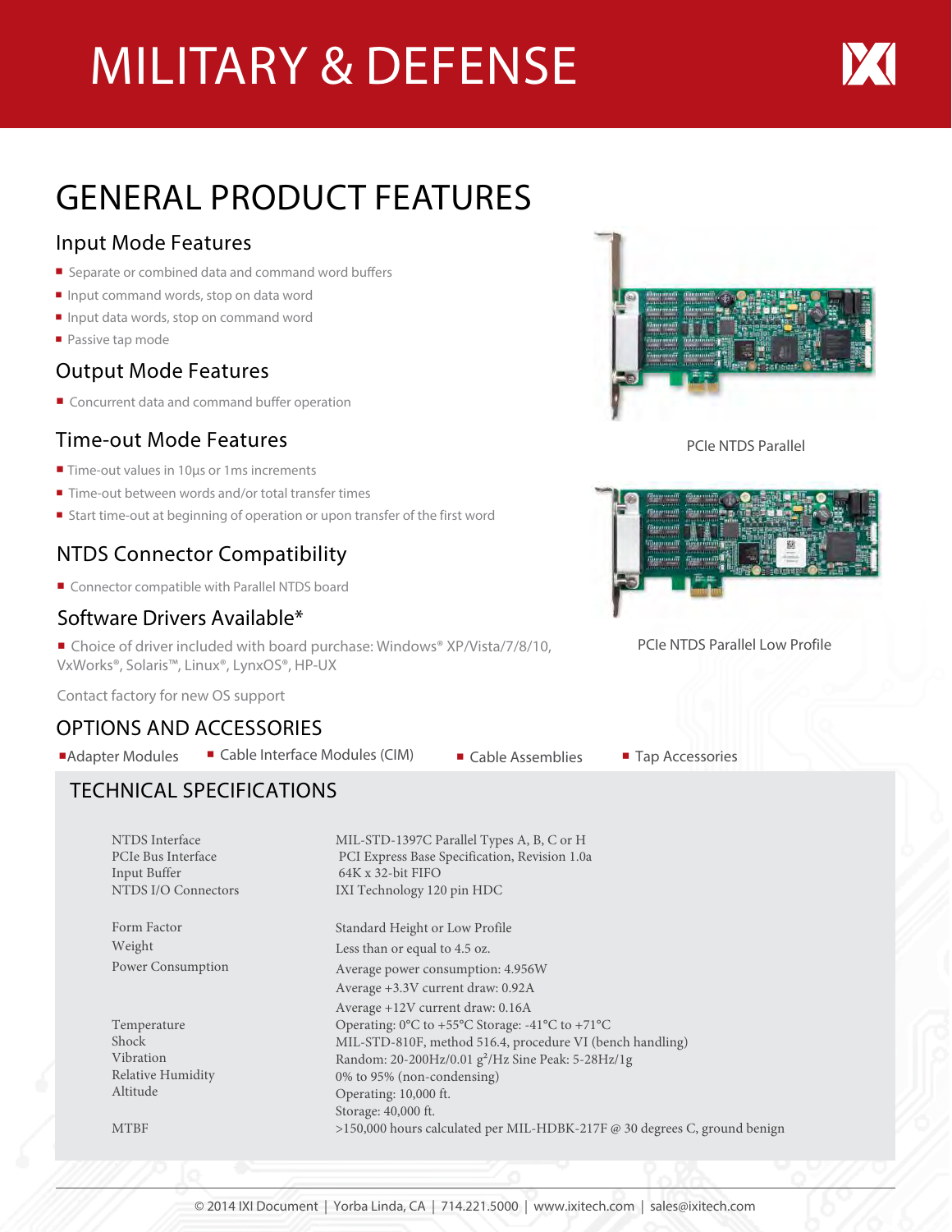# MILITARY & DEFENSE

## GENERAL PRODUCT FEATURES

### Input Mode Features

- Separate or combined data and command word buffers
- Input command words, stop on data word
- Input data words, stop on command word
- Passive tap mode

### Output Mode Features

- Concurrent data and command buffer operation

### Time-out Mode Features

- Time-out values in 10µs or 1ms increments
- Time-out between words and/or total transfer times
- Start time-out at beginning of operation or upon transfer of the first word

### NTDS Connector Compatibility

- Connector compatible with Parallel NTDS board

### Software Drivers Available*

- Choice of driver included with board purchase: Windows® XP/Vista/7/8/10, VxWorks®, Solaris™, Linux®, LynxOS®, HP-UX

Contact factory for new OS support

PCIe NTDS Parallel

PCIe NTDS Parallel Low Profile

## OPTIONS AND ACCESSORIES

- Adapter Modules
- Cable Interface Modules (CIM)
- Cable Assemblies
- Tap Accessories

## TECHNICAL SPECIFICATIONS

| | |
|---|---|
| NTDS Interface | MIL-STD-1397C Parallel Types A, B, C or H |
| PCIe Bus Interface | PCI Express Base Specification, Revision 1.0a |
| Input Buffer | 64K x 32-bit FIFO |
| NTDS I/O Connectors | IXI Technology 120 pin HDC |
| Form Factor | Standard Height or Low Profile |
| Weight | Less than or equal to 4.5 oz. |
| Power Consumption | Average power consumption: 4.956W<br>Average +3.3V current draw: 0.92A<br>Average +12V current draw: 0.16A |
| Temperature | Operating: 0°C to +55°C Storage: -41°C to +71°C |
| Shock | MIL-STD-810F, method 516.4, procedure VI (bench handling) |
| Vibration | Random: 20-200Hz/0.01 $g^2$/Hz Sine Peak: 5-28Hz/1g |
| Relative Humidity | 0% to 95% (non-condensing) |
| Altitude | Operating: 10,000 ft.<br>Storage: 40,000 ft. |
| MTBF | >150,000 hours calculated per MIL-HDBK-217F @ 30 degrees C, ground benign |

© 2014 IXI Document | Yorba Linda, CA | 714.221.5000 | www.ixitech.com | sales@ixitech.com